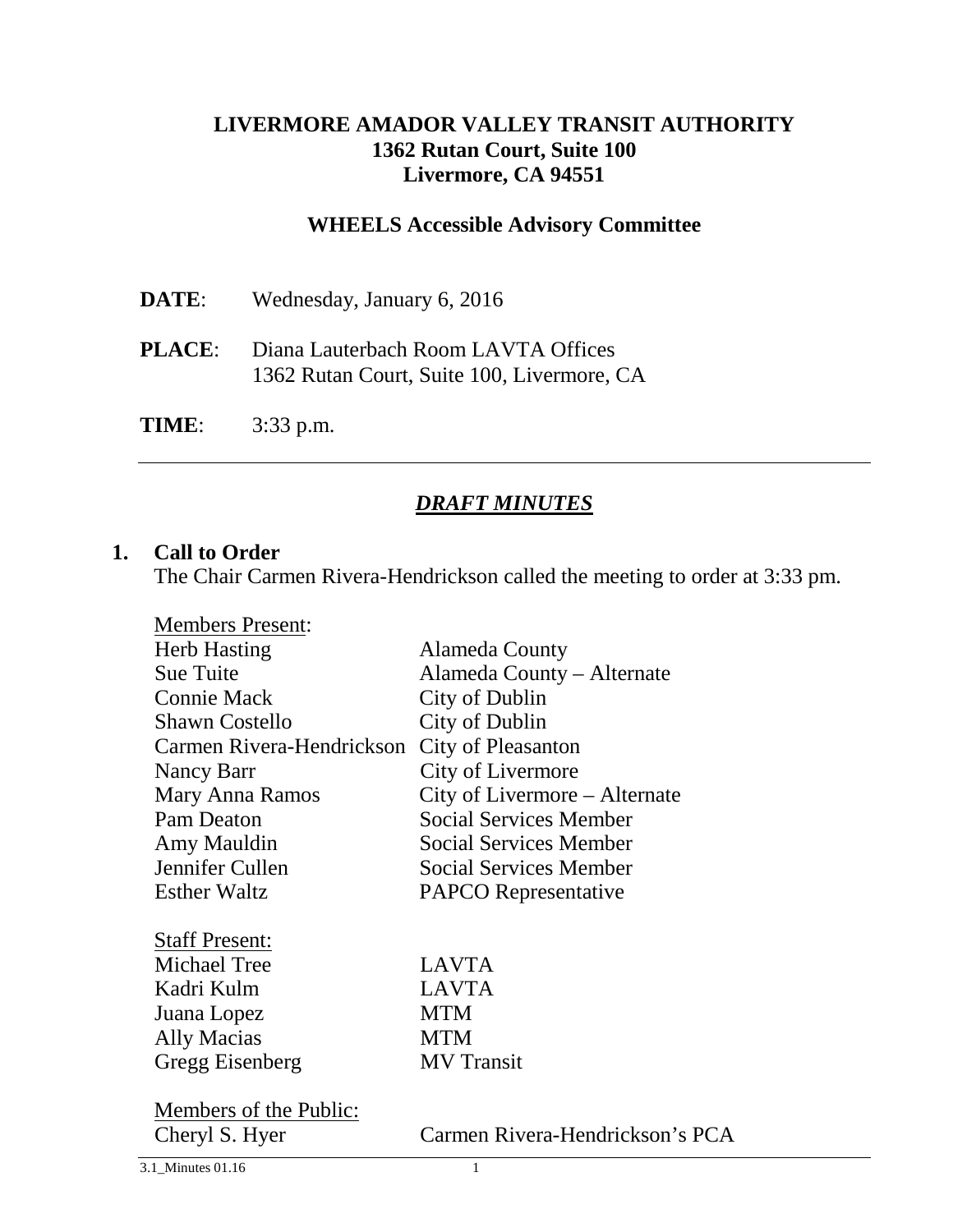# LIVERMORE AMADOR VALLEY TRANSIT AUTHORITY
**1362 Rutan Court, Suite 100**
**Livermore, CA 94551**

## WHEELS Accessible Advisory Committee

**DATE**: Wednesday, January 6, 2016

**PLACE**: Diana Lauterbach Room LAVTA Offices
1362 Rutan Court, Suite 100, Livermore, CA

**TIME**: 3:33 p.m.

---

## ***DRAFT MINUTES***

### 1. Call to Order

The Chair Carmen Rivera-Hendrickson called the meeting to order at 3:33 pm.

Members Present:

| | |
|---|---|
| Herb Hasting | Alameda County |
| Sue Tuite | Alameda County – Alternate |
| Connie Mack | City of Dublin |
| Shawn Costello | City of Dublin |
| Carmen Rivera-Hendrickson | City of Pleasanton |
| Nancy Barr | City of Livermore |
| Mary Anna Ramos | City of Livermore – Alternate |
| Pam Deaton | Social Services Member |
| Amy Mauldin | Social Services Member |
| Jennifer Cullen | Social Services Member |
| Esther Waltz | PAPCO Representative |

Staff Present:

| | |
|---|---|
| Michael Tree | LAVTA |
| Kadri Kulm | LAVTA |
| Juana Lopez | MTM |
| Ally Macias | MTM |
| Gregg Eisenberg | MV Transit |

Members of the Public:

| | |
|---|---|
| Cheryl S. Hyer | Carmen Rivera-Hendrickson's PCA |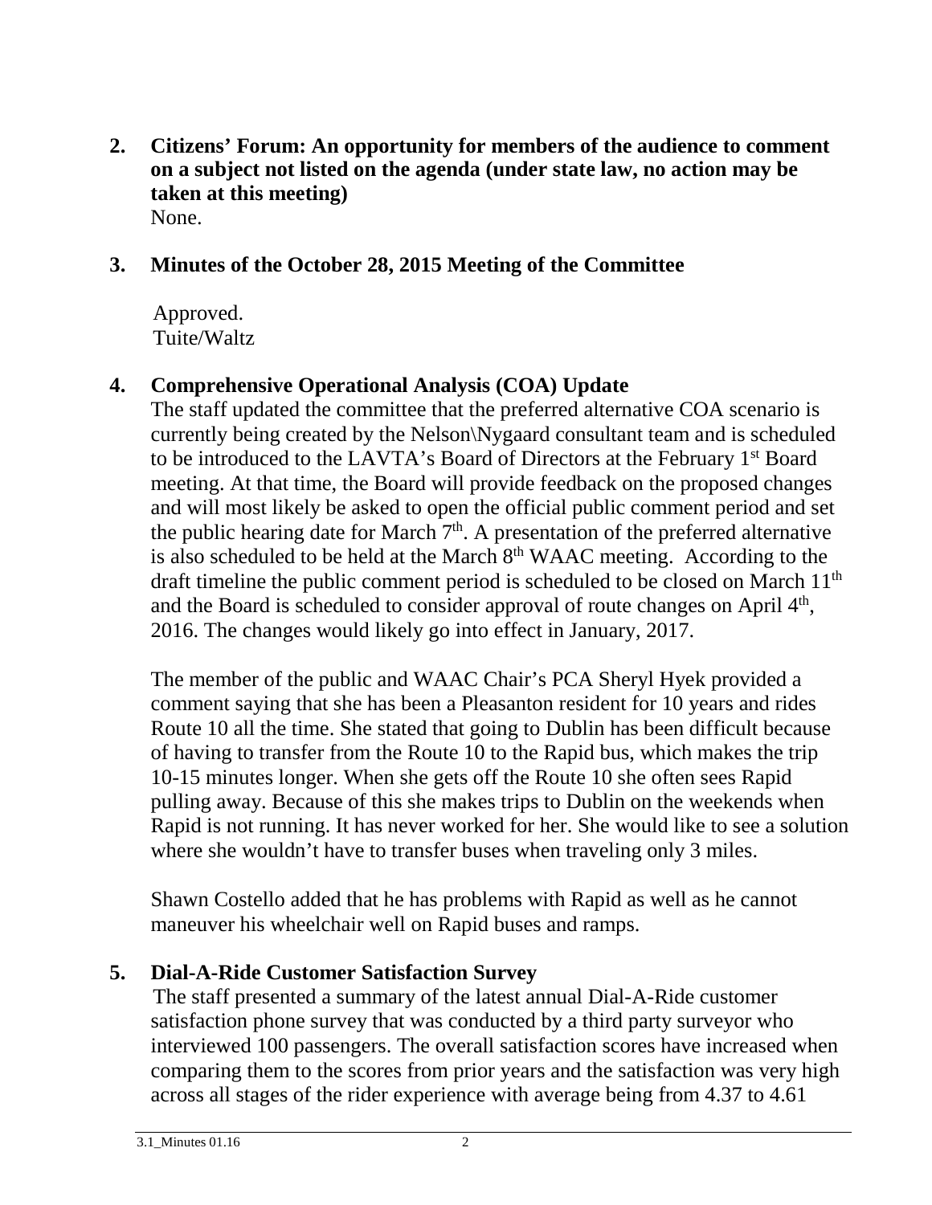**2. Citizens' Forum: An opportunity for members of the audience to comment on a subject not listed on the agenda (under state law, no action may be taken at this meeting)**

None.

**3. Minutes of the October 28, 2015 Meeting of the Committee**

Approved.
Tuite/Waltz

**4. Comprehensive Operational Analysis (COA) Update**

The staff updated the committee that the preferred alternative COA scenario is currently being created by the Nelson\Nygaard consultant team and is scheduled to be introduced to the LAVTA's Board of Directors at the February 1st Board meeting. At that time, the Board will provide feedback on the proposed changes and will most likely be asked to open the official public comment period and set the public hearing date for March 7th. A presentation of the preferred alternative is also scheduled to be held at the March 8th WAAC meeting. According to the draft timeline the public comment period is scheduled to be closed on March 11th and the Board is scheduled to consider approval of route changes on April 4th, 2016. The changes would likely go into effect in January, 2017.

The member of the public and WAAC Chair's PCA Sheryl Hyek provided a comment saying that she has been a Pleasanton resident for 10 years and rides Route 10 all the time. She stated that going to Dublin has been difficult because of having to transfer from the Route 10 to the Rapid bus, which makes the trip 10-15 minutes longer. When she gets off the Route 10 she often sees Rapid pulling away. Because of this she makes trips to Dublin on the weekends when Rapid is not running. It has never worked for her. She would like to see a solution where she wouldn't have to transfer buses when traveling only 3 miles.

Shawn Costello added that he has problems with Rapid as well as he cannot maneuver his wheelchair well on Rapid buses and ramps.

**5. Dial-A-Ride Customer Satisfaction Survey**

The staff presented a summary of the latest annual Dial-A-Ride customer satisfaction phone survey that was conducted by a third party surveyor who interviewed 100 passengers. The overall satisfaction scores have increased when comparing them to the scores from prior years and the satisfaction was very high across all stages of the rider experience with average being from 4.37 to 4.61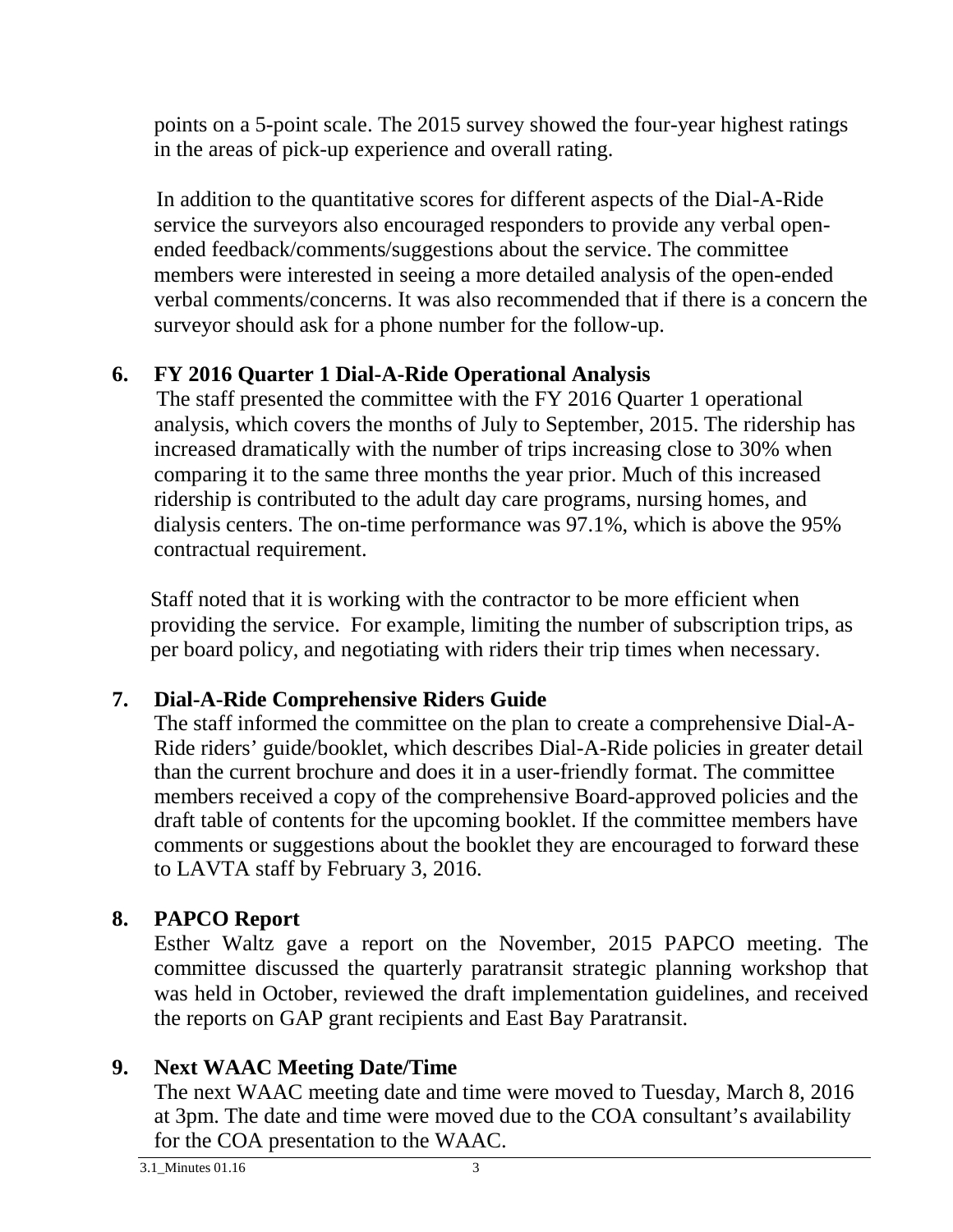points on a 5-point scale. The 2015 survey showed the four-year highest ratings in the areas of pick-up experience and overall rating.

In addition to the quantitative scores for different aspects of the Dial-A-Ride service the surveyors also encouraged responders to provide any verbal open-ended feedback/comments/suggestions about the service. The committee members were interested in seeing a more detailed analysis of the open-ended verbal comments/concerns. It was also recommended that if there is a concern the surveyor should ask for a phone number for the follow-up.

**6. FY 2016 Quarter 1 Dial-A-Ride Operational Analysis**

The staff presented the committee with the FY 2016 Quarter 1 operational analysis, which covers the months of July to September, 2015. The ridership has increased dramatically with the number of trips increasing close to 30% when comparing it to the same three months the year prior. Much of this increased ridership is contributed to the adult day care programs, nursing homes, and dialysis centers. The on-time performance was 97.1%, which is above the 95% contractual requirement.

Staff noted that it is working with the contractor to be more efficient when providing the service. For example, limiting the number of subscription trips, as per board policy, and negotiating with riders their trip times when necessary.

**7. Dial-A-Ride Comprehensive Riders Guide**

The staff informed the committee on the plan to create a comprehensive Dial-A-Ride riders' guide/booklet, which describes Dial-A-Ride policies in greater detail than the current brochure and does it in a user-friendly format. The committee members received a copy of the comprehensive Board-approved policies and the draft table of contents for the upcoming booklet. If the committee members have comments or suggestions about the booklet they are encouraged to forward these to LAVTA staff by February 3, 2016.

**8. PAPCO Report**

Esther Waltz gave a report on the November, 2015 PAPCO meeting. The committee discussed the quarterly paratransit strategic planning workshop that was held in October, reviewed the draft implementation guidelines, and received the reports on GAP grant recipients and East Bay Paratransit.

**9. Next WAAC Meeting Date/Time**

The next WAAC meeting date and time were moved to Tuesday, March 8, 2016 at 3pm. The date and time were moved due to the COA consultant's availability for the COA presentation to the WAAC.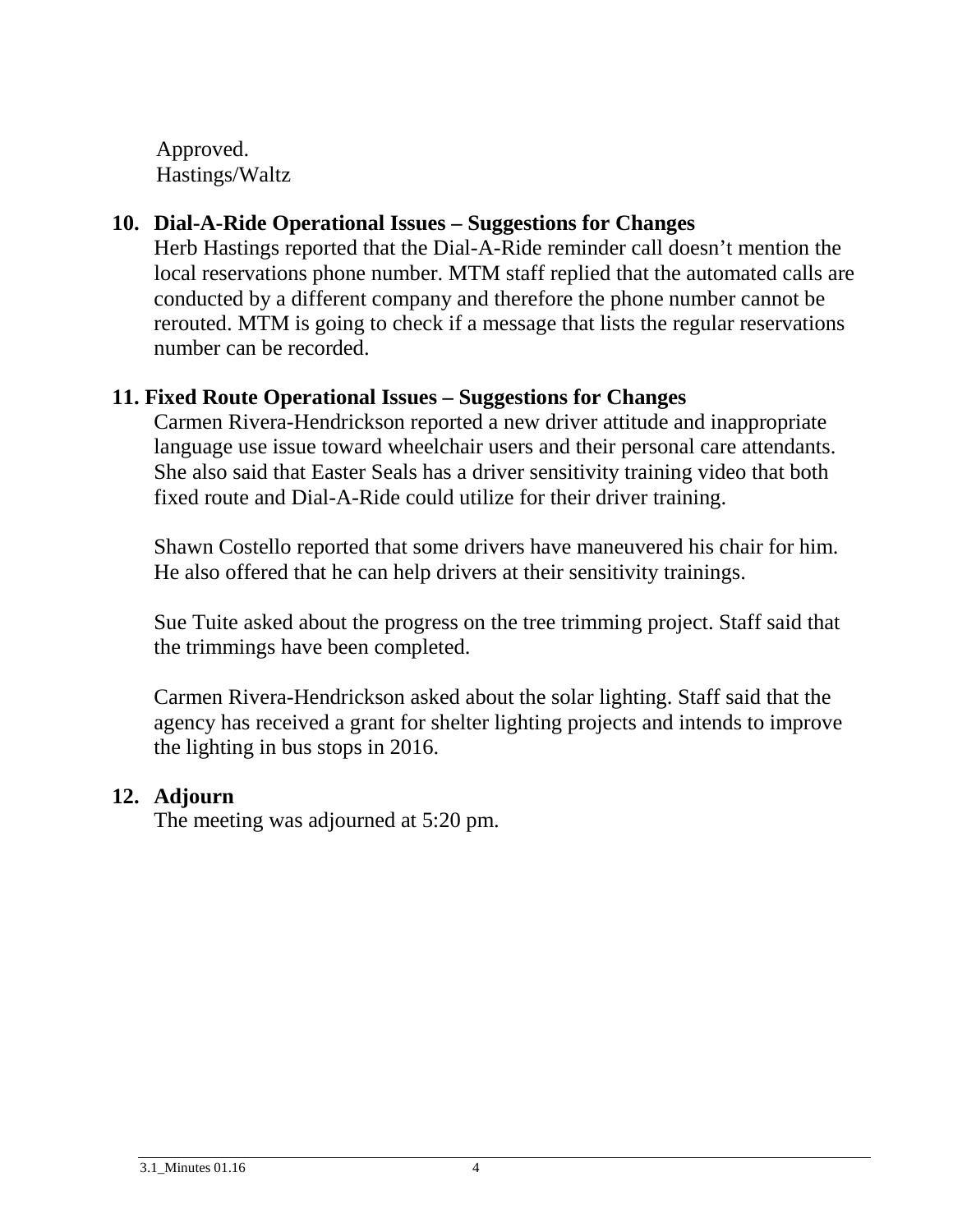Approved.
Hastings/Waltz

## 10. Dial-A-Ride Operational Issues – Suggestions for Changes

Herb Hastings reported that the Dial-A-Ride reminder call doesn't mention the local reservations phone number. MTM staff replied that the automated calls are conducted by a different company and therefore the phone number cannot be rerouted. MTM is going to check if a message that lists the regular reservations number can be recorded.

## 11. Fixed Route Operational Issues – Suggestions for Changes

Carmen Rivera-Hendrickson reported a new driver attitude and inappropriate language use issue toward wheelchair users and their personal care attendants. She also said that Easter Seals has a driver sensitivity training video that both fixed route and Dial-A-Ride could utilize for their driver training.

Shawn Costello reported that some drivers have maneuvered his chair for him. He also offered that he can help drivers at their sensitivity trainings.

Sue Tuite asked about the progress on the tree trimming project. Staff said that the trimmings have been completed.

Carmen Rivera-Hendrickson asked about the solar lighting. Staff said that the agency has received a grant for shelter lighting projects and intends to improve the lighting in bus stops in 2016.

## 12. Adjourn

The meeting was adjourned at 5:20 pm.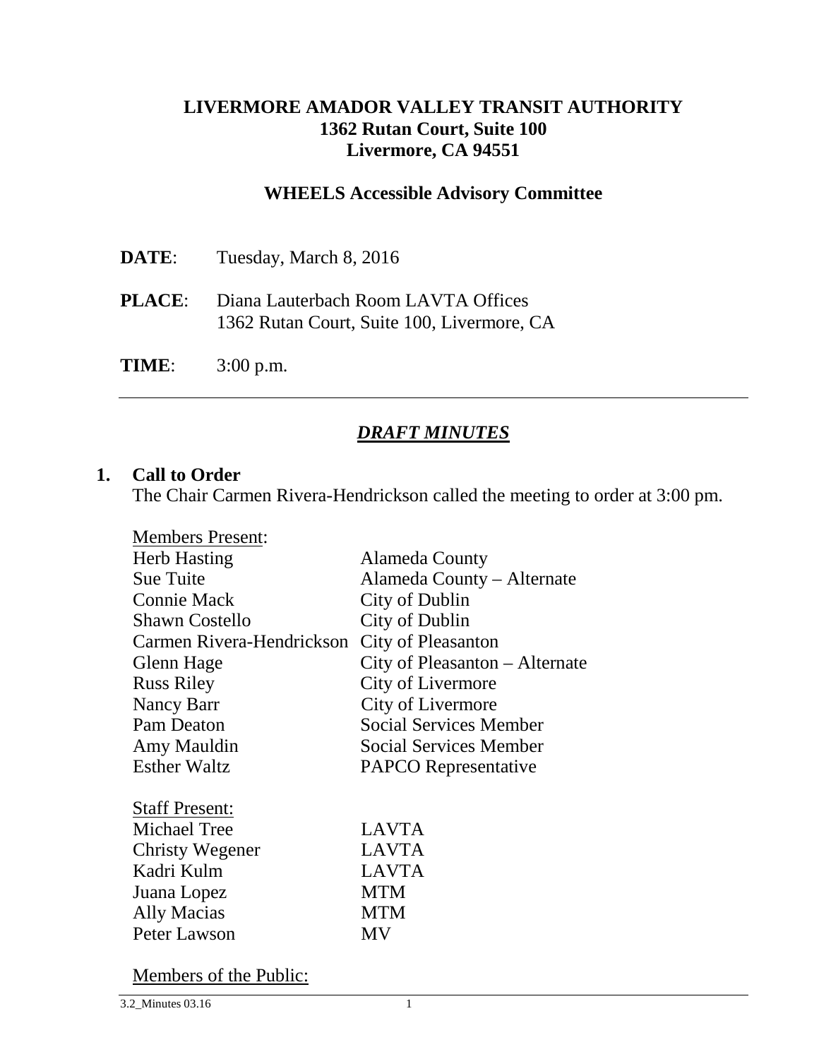**LIVERMORE AMADOR VALLEY TRANSIT AUTHORITY**
**1362 Rutan Court, Suite 100**
**Livermore, CA 94551**

**WHEELS Accessible Advisory Committee**

**DATE**: Tuesday, March 8, 2016

**PLACE**: Diana Lauterbach Room LAVTA Offices
1362 Rutan Court, Suite 100, Livermore, CA

**TIME**: 3:00 p.m.

---

## ***DRAFT MINUTES***

### 1. Call to Order

The Chair Carmen Rivera-Hendrickson called the meeting to order at 3:00 pm.

Members Present:

| | |
|---|---|
| Herb Hasting | Alameda County |
| Sue Tuite | Alameda County – Alternate |
| Connie Mack | City of Dublin |
| Shawn Costello | City of Dublin |
| Carmen Rivera-Hendrickson | City of Pleasanton |
| Glenn Hage | City of Pleasanton – Alternate |
| Russ Riley | City of Livermore |
| Nancy Barr | City of Livermore |
| Pam Deaton | Social Services Member |
| Amy Mauldin | Social Services Member |
| Esther Waltz | PAPCO Representative |

Staff Present:

| | |
|---|---|
| Michael Tree | LAVTA |
| Christy Wegener | LAVTA |
| Kadri Kulm | LAVTA |
| Juana Lopez | MTM |
| Ally Macias | MTM |
| Peter Lawson | MV |

Members of the Public: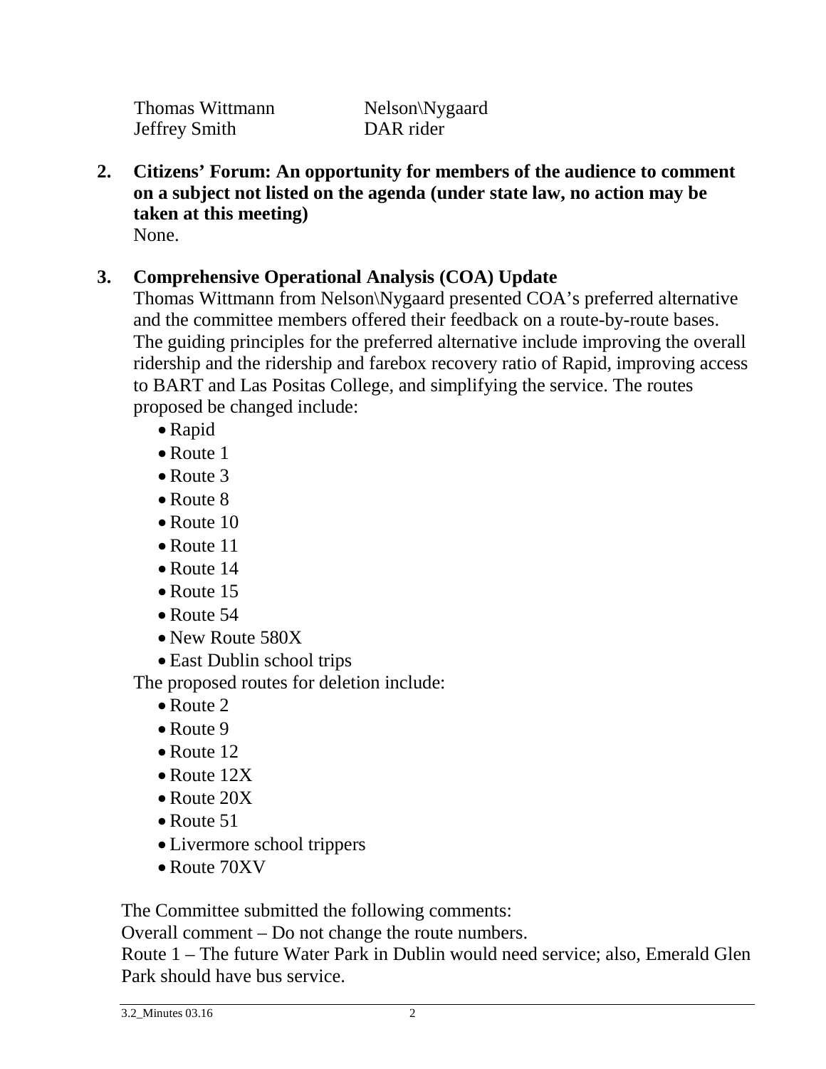| | |
|---|---|
| Thomas Wittmann | Nelson\Nygaard |
| Jeffrey Smith | DAR rider |

**2. Citizens' Forum: An opportunity for members of the audience to comment on a subject not listed on the agenda (under state law, no action may be taken at this meeting)**

None.

**3. Comprehensive Operational Analysis (COA) Update**

Thomas Wittmann from Nelson\Nygaard presented COA's preferred alternative and the committee members offered their feedback on a route-by-route bases. The guiding principles for the preferred alternative include improving the overall ridership and the ridership and farebox recovery ratio of Rapid, improving access to BART and Las Positas College, and simplifying the service. The routes proposed be changed include:

- Rapid
- Route 1
- Route 3
- Route 8
- Route 10
- Route 11
- Route 14
- Route 15
- Route 54
- New Route 580X
- East Dublin school trips

The proposed routes for deletion include:

- Route 2
- Route 9
- Route 12
- Route 12X
- Route 20X
- Route 51
- Livermore school trippers
- Route 70XV

The Committee submitted the following comments:

Overall comment – Do not change the route numbers.

Route 1 – The future Water Park in Dublin would need service; also, Emerald Glen Park should have bus service.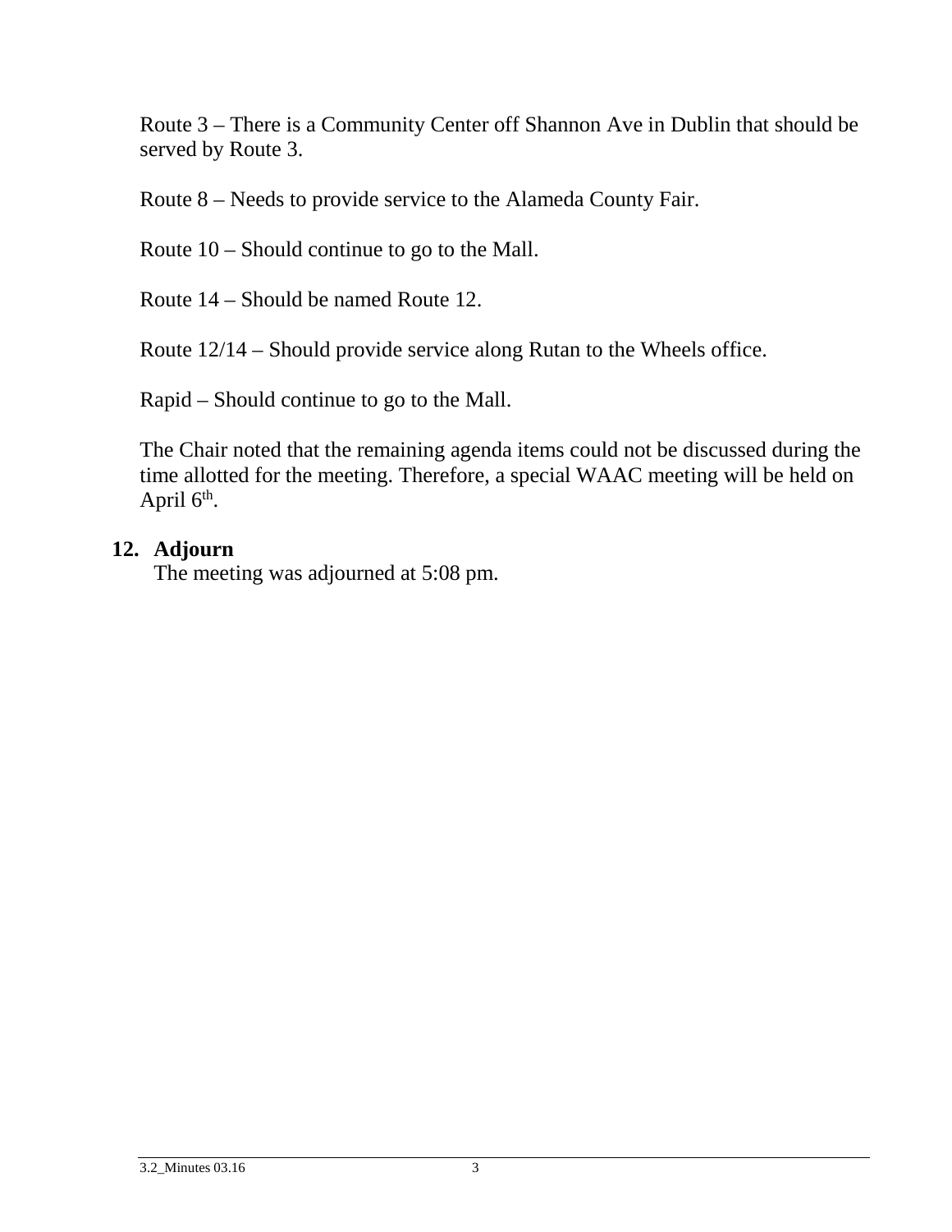Route 3 – There is a Community Center off Shannon Ave in Dublin that should be served by Route 3.

Route 8 – Needs to provide service to the Alameda County Fair.

Route 10 – Should continue to go to the Mall.

Route 14 – Should be named Route 12.

Route 12/14 – Should provide service along Rutan to the Wheels office.

Rapid – Should continue to go to the Mall.

The Chair noted that the remaining agenda items could not be discussed during the time allotted for the meeting. Therefore, a special WAAC meeting will be held on April 6th.

**12. Adjourn**

The meeting was adjourned at 5:08 pm.